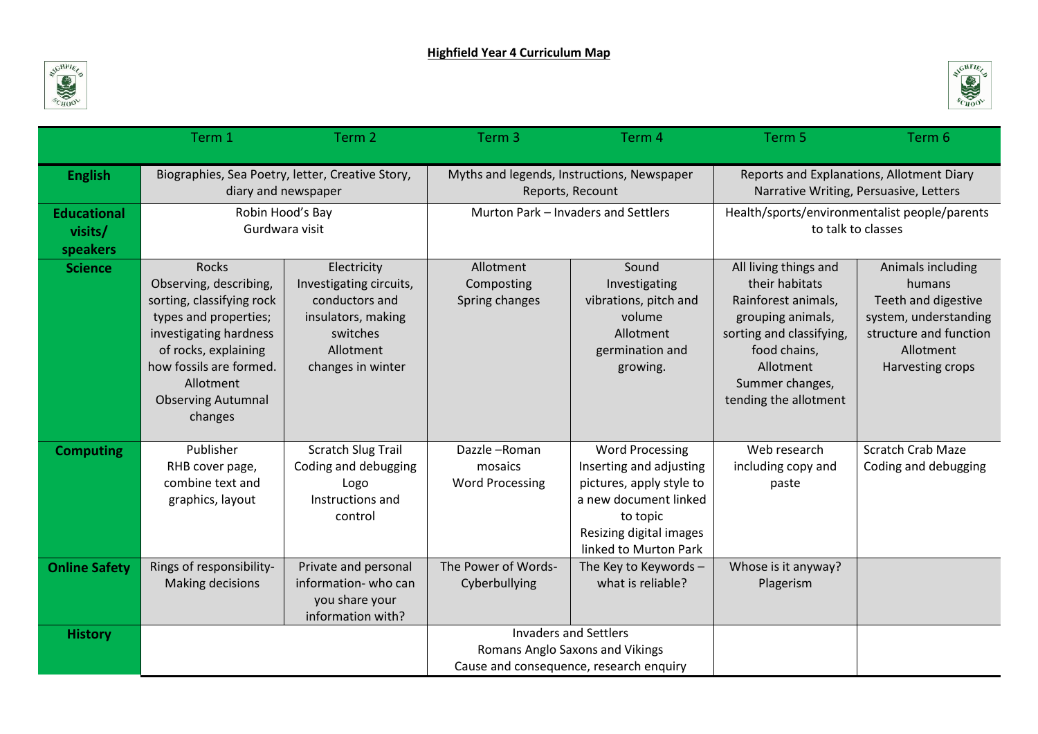# Highfield Year 4 Curriculum Map

| | Term 1 | Term 2 | Term 3 | Term 4 | Term 5 | Term 6 |
|---|---|---|---|---|---|---|
| **English** | Biographies, Sea Poetry, letter, Creative Story, diary and newspaper | | Myths and legends, Instructions, Newspaper Reports, Recount | | Reports and Explanations, Allotment Diary Narrative Writing, Persuasive, Letters | |
| **Educational visits/ speakers** | Robin Hood's Bay<br>Gurdwara visit | | Murton Park – Invaders and Settlers | | Health/sports/environmentalist people/parents to talk to classes | |
| **Science** | Rocks<br>Observing, describing, sorting, classifying rock types and properties; investigating hardness of rocks, explaining how fossils are formed.<br>Allotment<br>Observing Autumnal changes | Electricity<br>Investigating circuits, conductors and insulators, making switches<br>Allotment<br>changes in winter | Allotment<br>Composting<br>Spring changes | Sound<br>Investigating vibrations, pitch and volume<br>Allotment<br>germination and growing. | All living things and their habitats<br>Rainforest animals, grouping animals, sorting and classifying, food chains,<br>Allotment<br>Summer changes, tending the allotment | Animals including humans<br>Teeth and digestive system, understanding structure and function<br>Allotment<br>Harvesting crops |
| **Computing** | Publisher<br>RHB cover page, combine text and graphics, layout | Scratch Slug Trail<br>Coding and debugging<br>Logo<br>Instructions and control | Dazzle –Roman mosaics<br>Word Processing | Word Processing<br>Inserting and adjusting pictures, apply style to a new document linked to topic<br>Resizing digital images linked to Murton Park | Web research including copy and paste | Scratch Crab Maze<br>Coding and debugging |
| **Online Safety** | Rings of responsibility-<br>Making decisions | Private and personal information- who can you share your information with? | The Power of Words-<br>Cyberbullying | The Key to Keywords – what is reliable? | Whose is it anyway?<br>Plagerism | |
| **History** | | | Invaders and Settlers<br>Romans Anglo Saxons and Vikings<br>Cause and consequence, research enquiry | | | |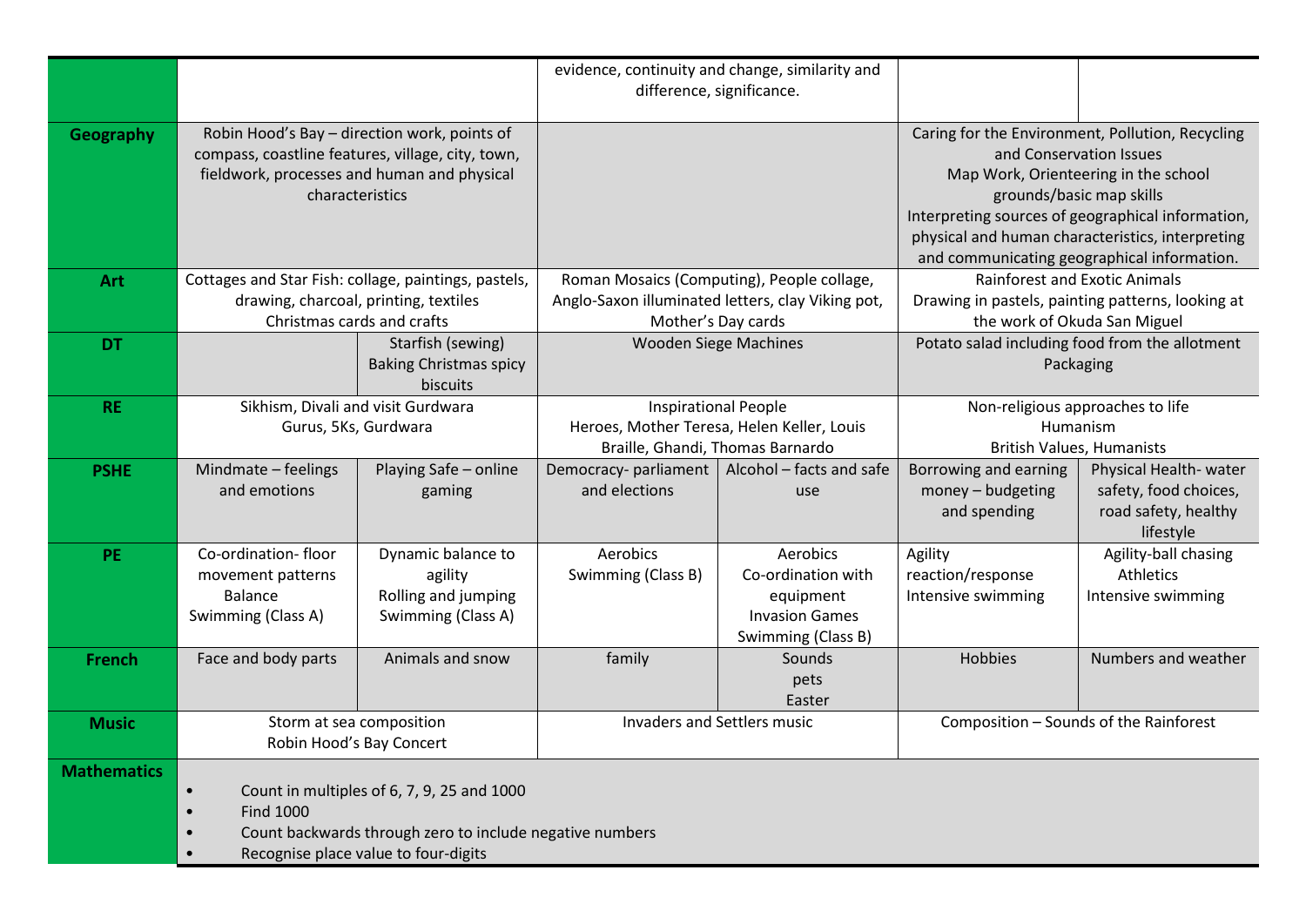| | | | | | | |
|---|---|---|---|---|---|---|
| | | | evidence, continuity and change, similarity and difference, significance. | | | |
| **Geography** | Robin Hood's Bay – direction work, points of compass, coastline features, village, city, town, fieldwork, processes and human and physical characteristics | | | | Caring for the Environment, Pollution, Recycling and Conservation Issues<br>Map Work, Orienteering in the school grounds/basic map skills<br>Interpreting sources of geographical information, physical and human characteristics, interpreting and communicating geographical information. | |
| **Art** | Cottages and Star Fish: collage, paintings, pastels, drawing, charcoal, printing, textiles<br>Christmas cards and crafts | | Roman Mosaics (Computing), People collage, Anglo-Saxon illuminated letters, clay Viking pot, Mother's Day cards | | Rainforest and Exotic Animals<br>Drawing in pastels, painting patterns, looking at the work of Okuda San Miguel | |
| **DT** | | Starfish (sewing)<br>Baking Christmas spicy biscuits | Wooden Siege Machines | | Potato salad including food from the allotment<br>Packaging | |
| **RE** | Sikhism, Divali and visit Gurdwara<br>Gurus, 5Ks, Gurdwara | | Inspirational People<br>Heroes, Mother Teresa, Helen Keller, Louis Braille, Ghandi, Thomas Barnardo | | Non-religious approaches to life<br>Humanism<br>British Values, Humanists | |
| **PSHE** | Mindmate – feelings and emotions | Playing Safe – online gaming | Democracy- parliament and elections | Alcohol – facts and safe use | Borrowing and earning money – budgeting and spending | Physical Health- water safety, food choices, road safety, healthy lifestyle |
| **PE** | Co-ordination- floor movement patterns<br>Balance<br>Swimming (Class A) | Dynamic balance to agility<br>Rolling and jumping<br>Swimming (Class A) | Aerobics<br>Swimming (Class B) | Aerobics<br>Co-ordination with equipment<br>Invasion Games<br>Swimming (Class B) | Agility<br>reaction/response<br>Intensive swimming | Agility-ball chasing<br>Athletics<br>Intensive swimming |
| **French** | Face and body parts | Animals and snow | family | Sounds<br>pets<br>Easter | Hobbies | Numbers and weather |
| **Music** | Storm at sea composition<br>Robin Hood's Bay Concert | | Invaders and Settlers music | | Composition – Sounds of the Rainforest | |
| **Mathematics** | • Count in multiples of 6, 7, 9, 25 and 1000<br>• Find 1000<br>• Count backwards through zero to include negative numbers<br>• Recognise place value to four-digits | | | | | |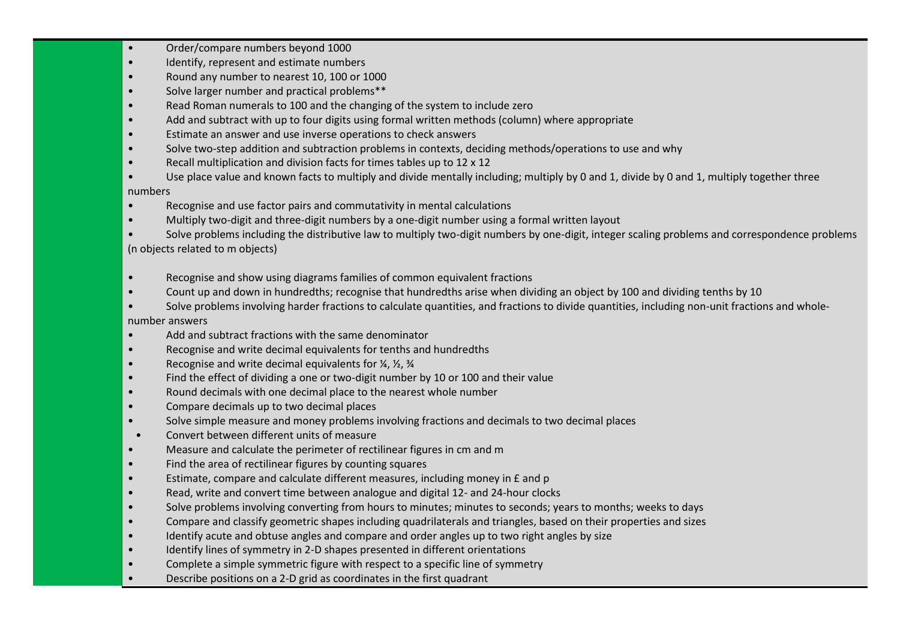- Order/compare numbers beyond 1000
- Identify, represent and estimate numbers
- Round any number to nearest 10, 100 or 1000
- Solve larger number and practical problems**
- Read Roman numerals to 100 and the changing of the system to include zero
- Add and subtract with up to four digits using formal written methods (column) where appropriate
- Estimate an answer and use inverse operations to check answers
- Solve two-step addition and subtraction problems in contexts, deciding methods/operations to use and why
- Recall multiplication and division facts for times tables up to 12 x 12
- Use place value and known facts to multiply and divide mentally including; multiply by 0 and 1, divide by 0 and 1, multiply together three numbers
- Recognise and use factor pairs and commutativity in mental calculations
- Multiply two-digit and three-digit numbers by a one-digit number using a formal written layout
- Solve problems including the distributive law to multiply two-digit numbers by one-digit, integer scaling problems and correspondence problems (n objects related to m objects)

- Recognise and show using diagrams families of common equivalent fractions
- Count up and down in hundredths; recognise that hundredths arise when dividing an object by 100 and dividing tenths by 10
- Solve problems involving harder fractions to calculate quantities, and fractions to divide quantities, including non-unit fractions and whole-number answers
- Add and subtract fractions with the same denominator
- Recognise and write decimal equivalents for tenths and hundredths
- Recognise and write decimal equivalents for ¼, ½, ¾
- Find the effect of dividing a one or two-digit number by 10 or 100 and their value
- Round decimals with one decimal place to the nearest whole number
- Compare decimals up to two decimal places
- Solve simple measure and money problems involving fractions and decimals to two decimal places
- Convert between different units of measure
- Measure and calculate the perimeter of rectilinear figures in cm and m
- Find the area of rectilinear figures by counting squares
- Estimate, compare and calculate different measures, including money in £ and p
- Read, write and convert time between analogue and digital 12- and 24-hour clocks
- Solve problems involving converting from hours to minutes; minutes to seconds; years to months; weeks to days
- Compare and classify geometric shapes including quadrilaterals and triangles, based on their properties and sizes
- Identify acute and obtuse angles and compare and order angles up to two right angles by size
- Identify lines of symmetry in 2-D shapes presented in different orientations
- Complete a simple symmetric figure with respect to a specific line of symmetry
- Describe positions on a 2-D grid as coordinates in the first quadrant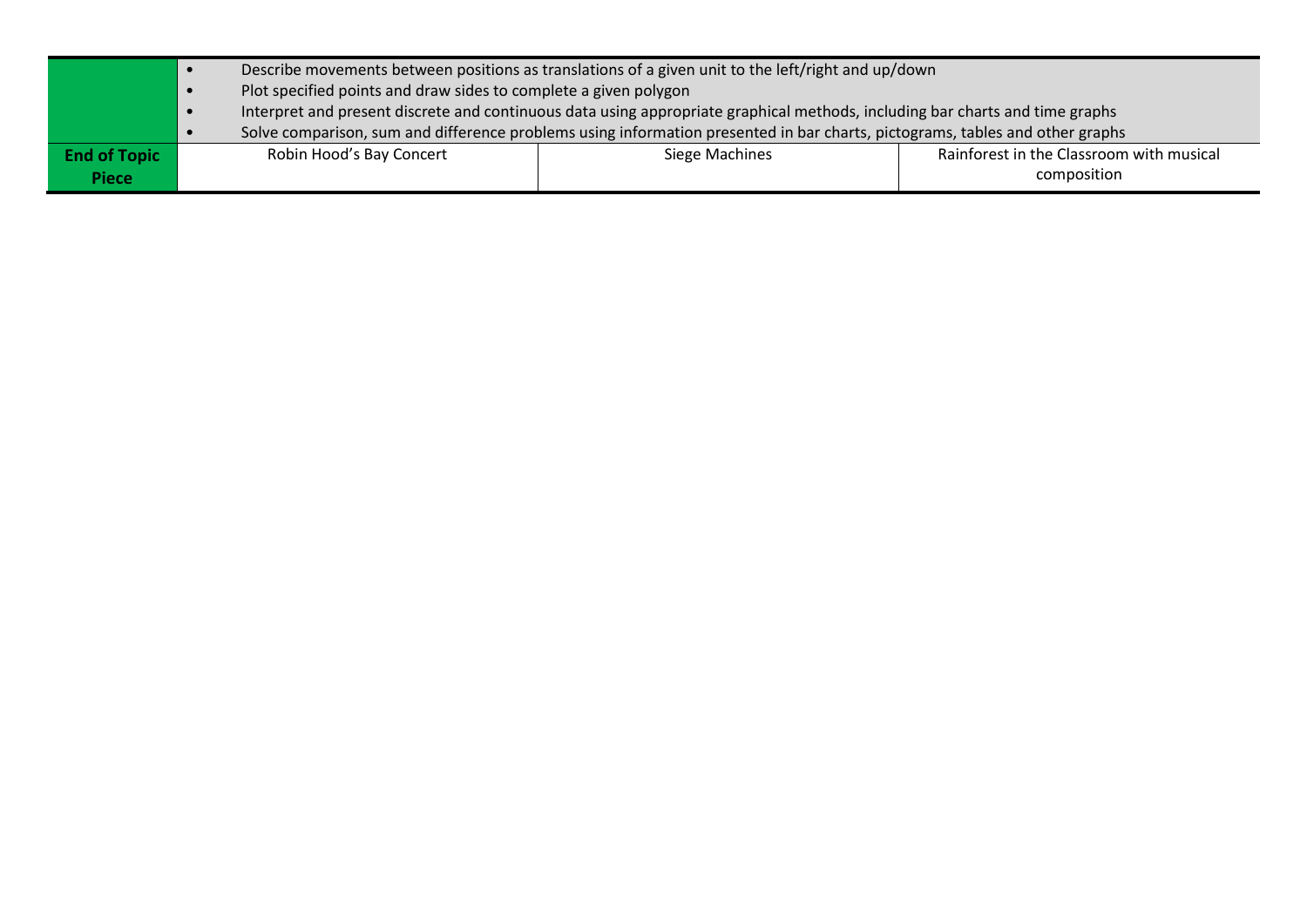| | | | |
|---|---|---|---|
| | • Describe movements between positions as translations of a given unit to the left/right and up/down<br>• Plot specified points and draw sides to complete a given polygon<br>• Interpret and present discrete and continuous data using appropriate graphical methods, including bar charts and time graphs<br>• Solve comparison, sum and difference problems using information presented in bar charts, pictograms, tables and other graphs | | |
| **End of Topic Piece** | Robin Hood's Bay Concert | Siege Machines | Rainforest in the Classroom with musical composition |